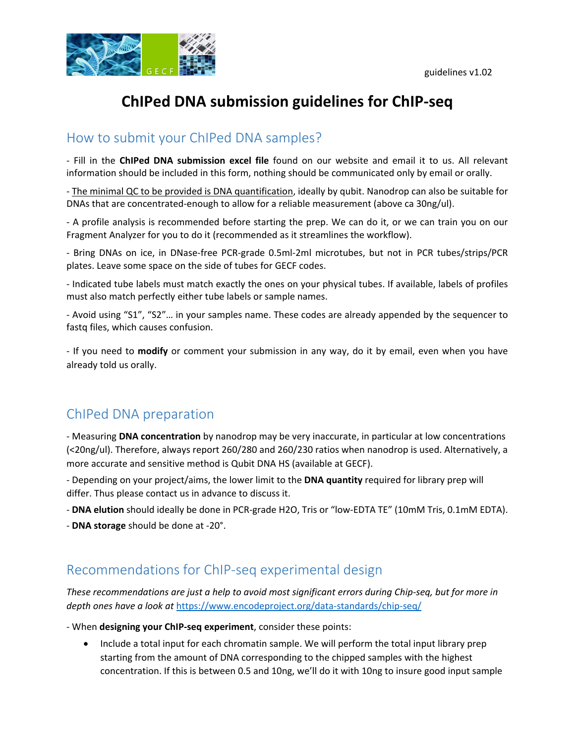guidelines v1.02

# ChIPed DNA submission guidelines for ChIP-seq

## How to submit your ChIPed DNA samples?

- Fill in the **ChIPed DNA submission excel file** found on our website and email it to us. All relevant information should be included in this form, nothing should be communicated only by email or orally.

- The minimal QC to be provided is DNA quantification, ideally by qubit. Nanodrop can also be suitable for DNAs that are concentrated-enough to allow for a reliable measurement (above ca 30ng/ul).

- A profile analysis is recommended before starting the prep. We can do it, or we can train you on our Fragment Analyzer for you to do it (recommended as it streamlines the workflow).

- Bring DNAs on ice, in DNase-free PCR-grade 0.5ml-2ml microtubes, but not in PCR tubes/strips/PCR plates. Leave some space on the side of tubes for GECF codes.

- Indicated tube labels must match exactly the ones on your physical tubes. If available, labels of profiles must also match perfectly either tube labels or sample names.

- Avoid using "S1", "S2"… in your samples name. These codes are already appended by the sequencer to fastq files, which causes confusion.

- If you need to **modify** or comment your submission in any way, do it by email, even when you have already told us orally.

## ChIPed DNA preparation

- Measuring **DNA concentration** by nanodrop may be very inaccurate, in particular at low concentrations (<20ng/ul). Therefore, always report 260/280 and 260/230 ratios when nanodrop is used. Alternatively, a more accurate and sensitive method is Qubit DNA HS (available at GECF).

- Depending on your project/aims, the lower limit to the **DNA quantity** required for library prep will differ. Thus please contact us in advance to discuss it.

- **DNA elution** should ideally be done in PCR-grade H2O, Tris or "low-EDTA TE" (10mM Tris, 0.1mM EDTA).

- **DNA storage** should be done at -20°.

## Recommendations for ChIP-seq experimental design

*These recommendations are just a help to avoid most significant errors during Chip-seq, but for more in depth ones have a look at* https://www.encodeproject.org/data-standards/chip-seq/

- When **designing your ChIP-seq experiment**, consider these points:

- Include a total input for each chromatin sample. We will perform the total input library prep starting from the amount of DNA corresponding to the chipped samples with the highest concentration. If this is between 0.5 and 10ng, we'll do it with 10ng to insure good input sample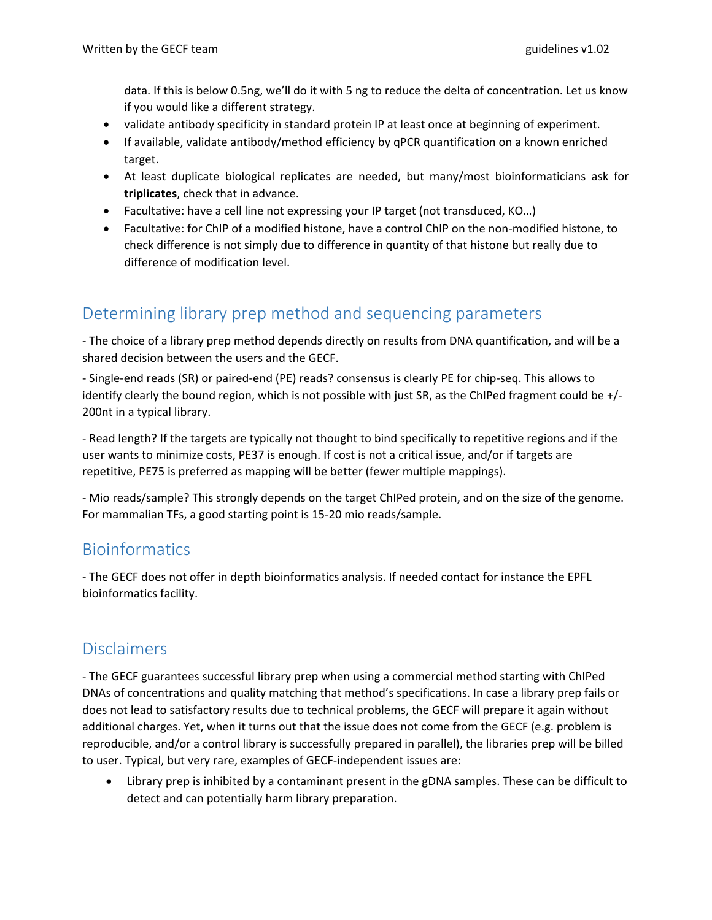data. If this is below 0.5ng, we'll do it with 5 ng to reduce the delta of concentration. Let us know if you would like a different strategy.

- validate antibody specificity in standard protein IP at least once at beginning of experiment.
- If available, validate antibody/method efficiency by qPCR quantification on a known enriched target.
- At least duplicate biological replicates are needed, but many/most bioinformaticians ask for **triplicates**, check that in advance.
- Facultative: have a cell line not expressing your IP target (not transduced, KO…)
- Facultative: for ChIP of a modified histone, have a control ChIP on the non-modified histone, to check difference is not simply due to difference in quantity of that histone but really due to difference of modification level.

## Determining library prep method and sequencing parameters

- The choice of a library prep method depends directly on results from DNA quantification, and will be a shared decision between the users and the GECF.

- Single-end reads (SR) or paired-end (PE) reads? consensus is clearly PE for chip-seq. This allows to identify clearly the bound region, which is not possible with just SR, as the ChIPed fragment could be +/- 200nt in a typical library.

- Read length? If the targets are typically not thought to bind specifically to repetitive regions and if the user wants to minimize costs, PE37 is enough. If cost is not a critical issue, and/or if targets are repetitive, PE75 is preferred as mapping will be better (fewer multiple mappings).

- Mio reads/sample? This strongly depends on the target ChIPed protein, and on the size of the genome. For mammalian TFs, a good starting point is 15-20 mio reads/sample.

## Bioinformatics

- The GECF does not offer in depth bioinformatics analysis. If needed contact for instance the EPFL bioinformatics facility.

## Disclaimers

- The GECF guarantees successful library prep when using a commercial method starting with ChIPed DNAs of concentrations and quality matching that method's specifications. In case a library prep fails or does not lead to satisfactory results due to technical problems, the GECF will prepare it again without additional charges. Yet, when it turns out that the issue does not come from the GECF (e.g. problem is reproducible, and/or a control library is successfully prepared in parallel), the libraries prep will be billed to user. Typical, but very rare, examples of GECF-independent issues are:

- Library prep is inhibited by a contaminant present in the gDNA samples. These can be difficult to detect and can potentially harm library preparation.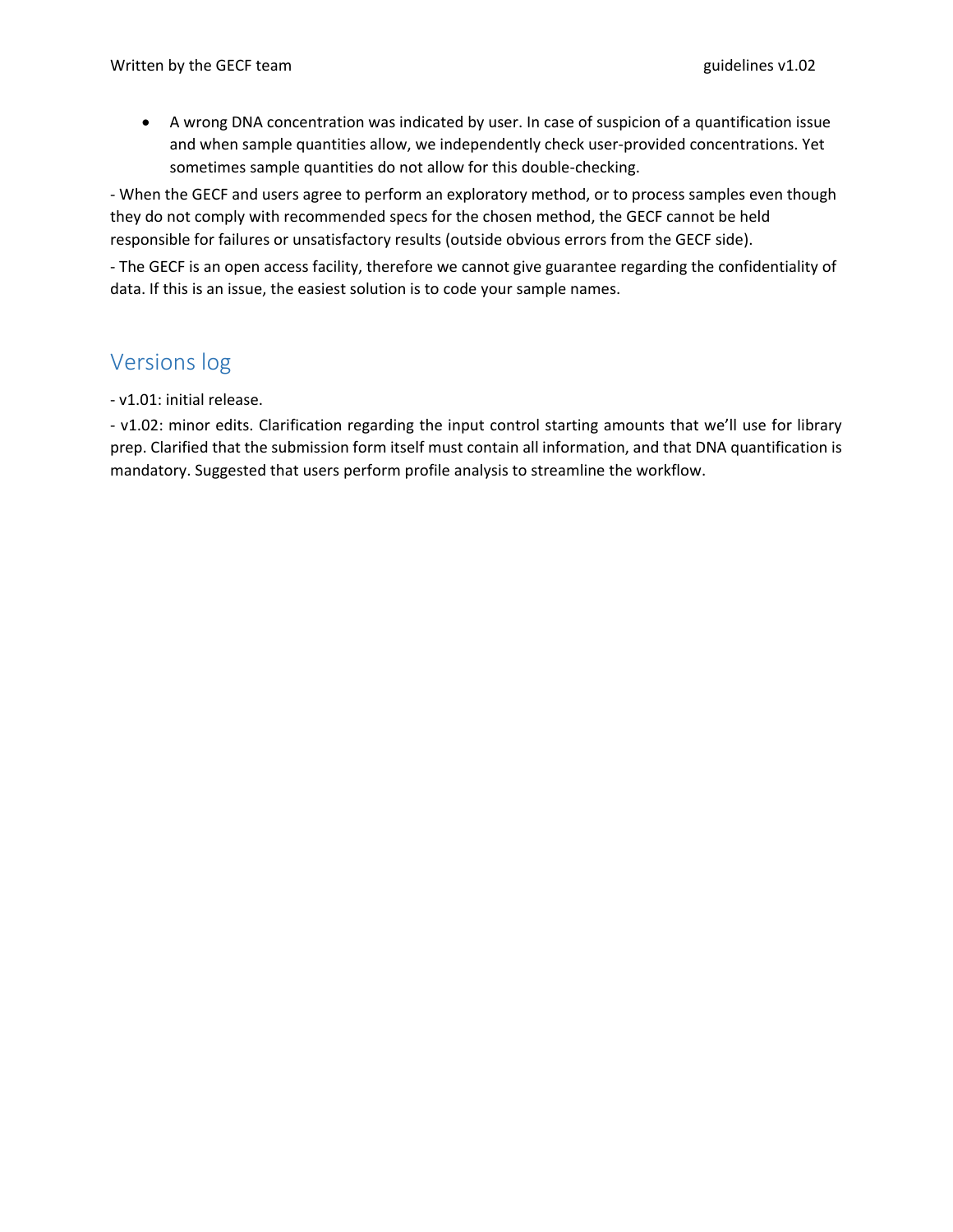- A wrong DNA concentration was indicated by user. In case of suspicion of a quantification issue and when sample quantities allow, we independently check user-provided concentrations. Yet sometimes sample quantities do not allow for this double-checking.

- When the GECF and users agree to perform an exploratory method, or to process samples even though they do not comply with recommended specs for the chosen method, the GECF cannot be held responsible for failures or unsatisfactory results (outside obvious errors from the GECF side).

- The GECF is an open access facility, therefore we cannot give guarantee regarding the confidentiality of data. If this is an issue, the easiest solution is to code your sample names.

## Versions log

- v1.01: initial release.

- v1.02: minor edits. Clarification regarding the input control starting amounts that we'll use for library prep. Clarified that the submission form itself must contain all information, and that DNA quantification is mandatory. Suggested that users perform profile analysis to streamline the workflow.